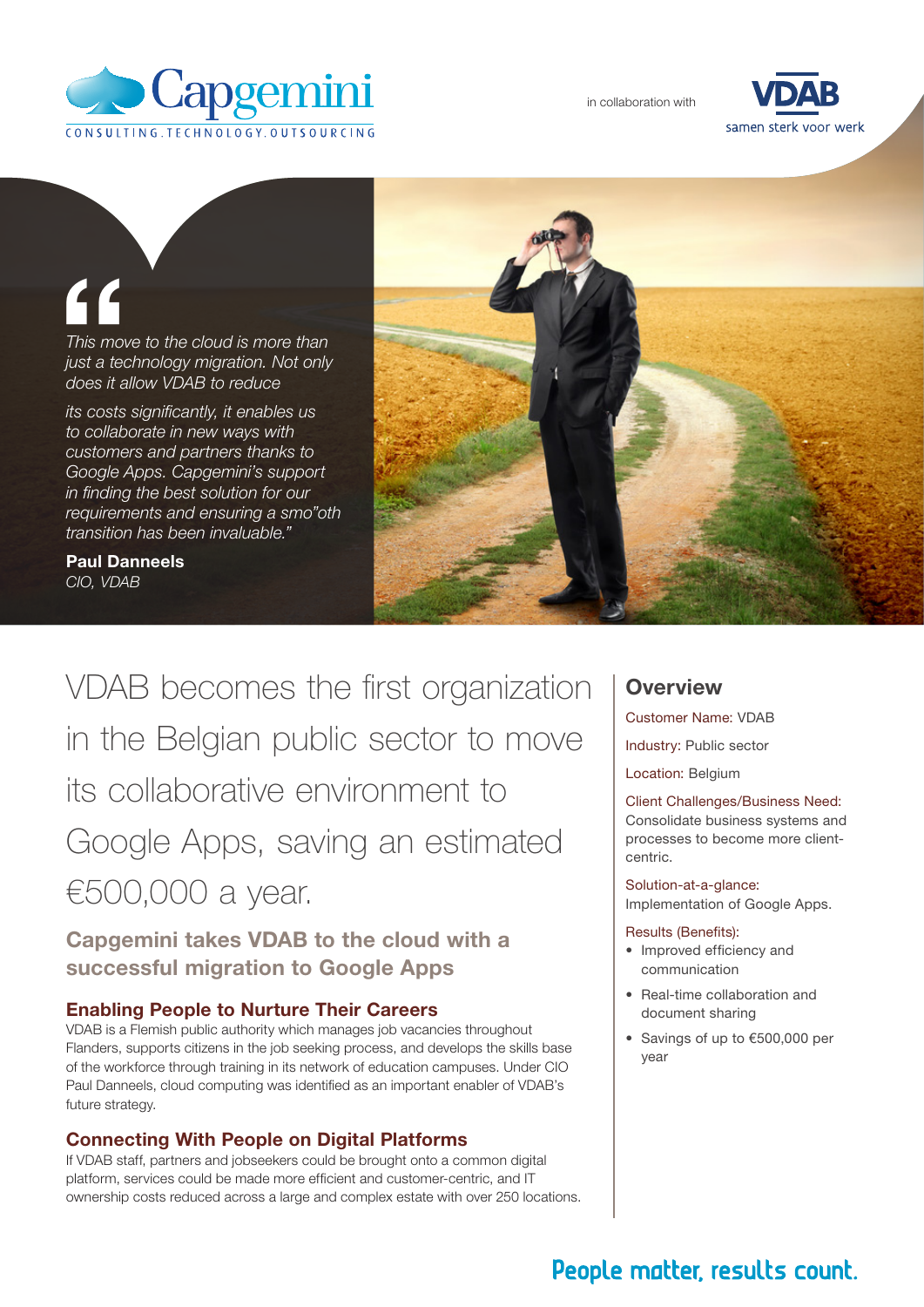Capgemini

CONSULTING.TECHNOLOGY.OUTSOURCING

in collaboration with

VDAB

samen sterk voor werk

*"This move to the cloud is more than just a technology migration. Not only does it allow VDAB to reduce its costs significantly, it enables us to collaborate in new ways with customers and partners thanks to Google Apps. Capgemini's support in finding the best solution for our requirements and ensuring a smo"oth transition has been invaluable."*

**Paul Danneels**
*CIO, VDAB*

# VDAB becomes the first organization in the Belgian public sector to move its collaborative environment to Google Apps, saving an estimated €500,000 a year.

## Capgemini takes VDAB to the cloud with a successful migration to Google Apps

### Enabling People to Nurture Their Careers

VDAB is a Flemish public authority which manages job vacancies throughout Flanders, supports citizens in the job seeking process, and develops the skills base of the workforce through training in its network of education campuses. Under CIO Paul Danneels, cloud computing was identified as an important enabler of VDAB's future strategy.

### Connecting With People on Digital Platforms

If VDAB staff, partners and jobseekers could be brought onto a common digital platform, services could be made more efficient and customer-centric, and IT ownership costs reduced across a large and complex estate with over 250 locations.

## Overview

Customer Name: VDAB

Industry: Public sector

Location: Belgium

Client Challenges/Business Need:
Consolidate business systems and processes to become more client-centric.

Solution-at-a-glance:
Implementation of Google Apps.

Results (Benefits):

- Improved efficiency and communication
- Real-time collaboration and document sharing
- Savings of up to €500,000 per year

People matter, results count.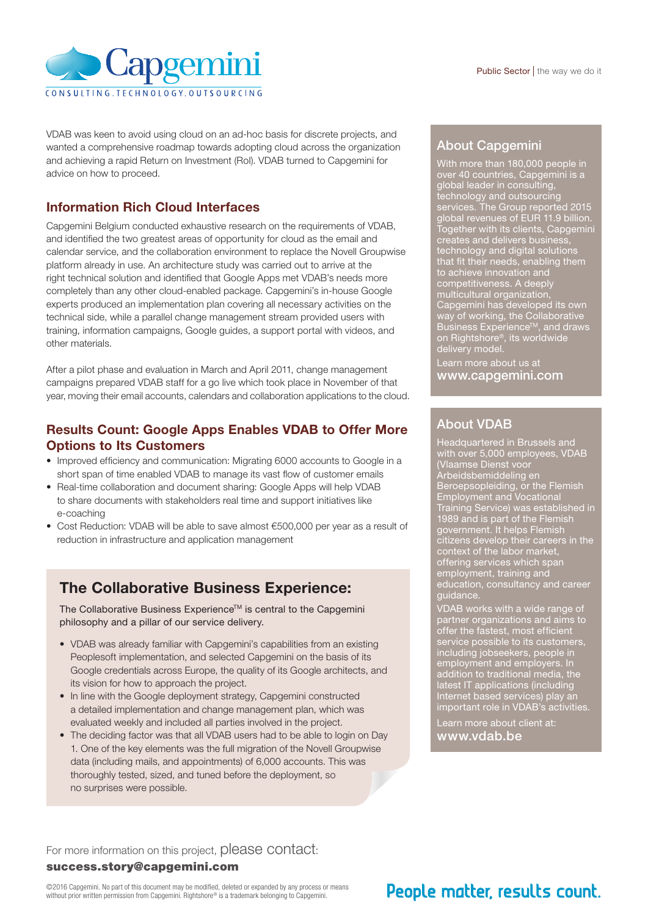VDAB was keen to avoid using cloud on an ad-hoc basis for discrete projects, and wanted a comprehensive roadmap towards adopting cloud across the organization and achieving a rapid Return on Investment (RoI). VDAB turned to Capgemini for advice on how to proceed.

## Information Rich Cloud Interfaces

Capgemini Belgium conducted exhaustive research on the requirements of VDAB, and identified the two greatest areas of opportunity for cloud as the email and calendar service, and the collaboration environment to replace the Novell Groupwise platform already in use. An architecture study was carried out to arrive at the right technical solution and identified that Google Apps met VDAB's needs more completely than any other cloud-enabled package. Capgemini's in-house Google experts produced an implementation plan covering all necessary activities on the technical side, while a parallel change management stream provided users with training, information campaigns, Google guides, a support portal with videos, and other materials.

After a pilot phase and evaluation in March and April 2011, change management campaigns prepared VDAB staff for a go live which took place in November of that year, moving their email accounts, calendars and collaboration applications to the cloud.

## Results Count: Google Apps Enables VDAB to Offer More Options to Its Customers

- Improved efficiency and communication: Migrating 6000 accounts to Google in a short span of time enabled VDAB to manage its vast flow of customer emails
- Real-time collaboration and document sharing: Google Apps will help VDAB to share documents with stakeholders real time and support initiatives like e-coaching
- Cost Reduction: VDAB will be able to save almost €500,000 per year as a result of reduction in infrastructure and application management

## The Collaborative Business Experience:

The Collaborative Business Experience™ is central to the Capgemini philosophy and a pillar of our service delivery.

- VDAB was already familiar with Capgemini's capabilities from an existing Peoplesoft implementation, and selected Capgemini on the basis of its Google credentials across Europe, the quality of its Google architects, and its vision for how to approach the project.
- In line with the Google deployment strategy, Capgemini constructed a detailed implementation and change management plan, which was evaluated weekly and included all parties involved in the project.
- The deciding factor was that all VDAB users had to be able to login on Day 1. One of the key elements was the full migration of the Novell Groupwise data (including mails, and appointments) of 6,000 accounts. This was thoroughly tested, sized, and tuned before the deployment, so no surprises were possible.

## About Capgemini

With more than 180,000 people in over 40 countries, Capgemini is a global leader in consulting, technology and outsourcing services. The Group reported 2015 global revenues of EUR 11.9 billion. Together with its clients, Capgemini creates and delivers business, technology and digital solutions that fit their needs, enabling them to achieve innovation and competitiveness. A deeply multicultural organization, Capgemini has developed its own way of working, the Collaborative Business Experience™, and draws on Rightshore®, its worldwide delivery model.

Learn more about us at

**www.capgemini.com**

## About VDAB

Headquartered in Brussels and with over 5,000 employees, VDAB (Vlaamse Dienst voor Arbeidsbemiddeling en Beroepsopleiding, or the Flemish Employment and Vocational Training Service) was established in 1989 and is part of the Flemish government. It helps Flemish citizens develop their careers in the context of the labor market, offering services which span employment, training and education, consultancy and career guidance.

VDAB works with a wide range of partner organizations and aims to offer the fastest, most efficient service possible to its customers, including jobseekers, people in employment and employers. In addition to traditional media, the latest IT applications (including Internet based services) play an important role in VDAB's activities.

Learn more about client at:

**www.vdab.be**

For more information on this project, please contact:

**success.story@capgemini.com**

©2016 Capgemini. No part of this document may be modified, deleted or expanded by any process or means without prior written permission from Capgemini. Rightshore® is a trademark belonging to Capgemini.

People matter, results count.